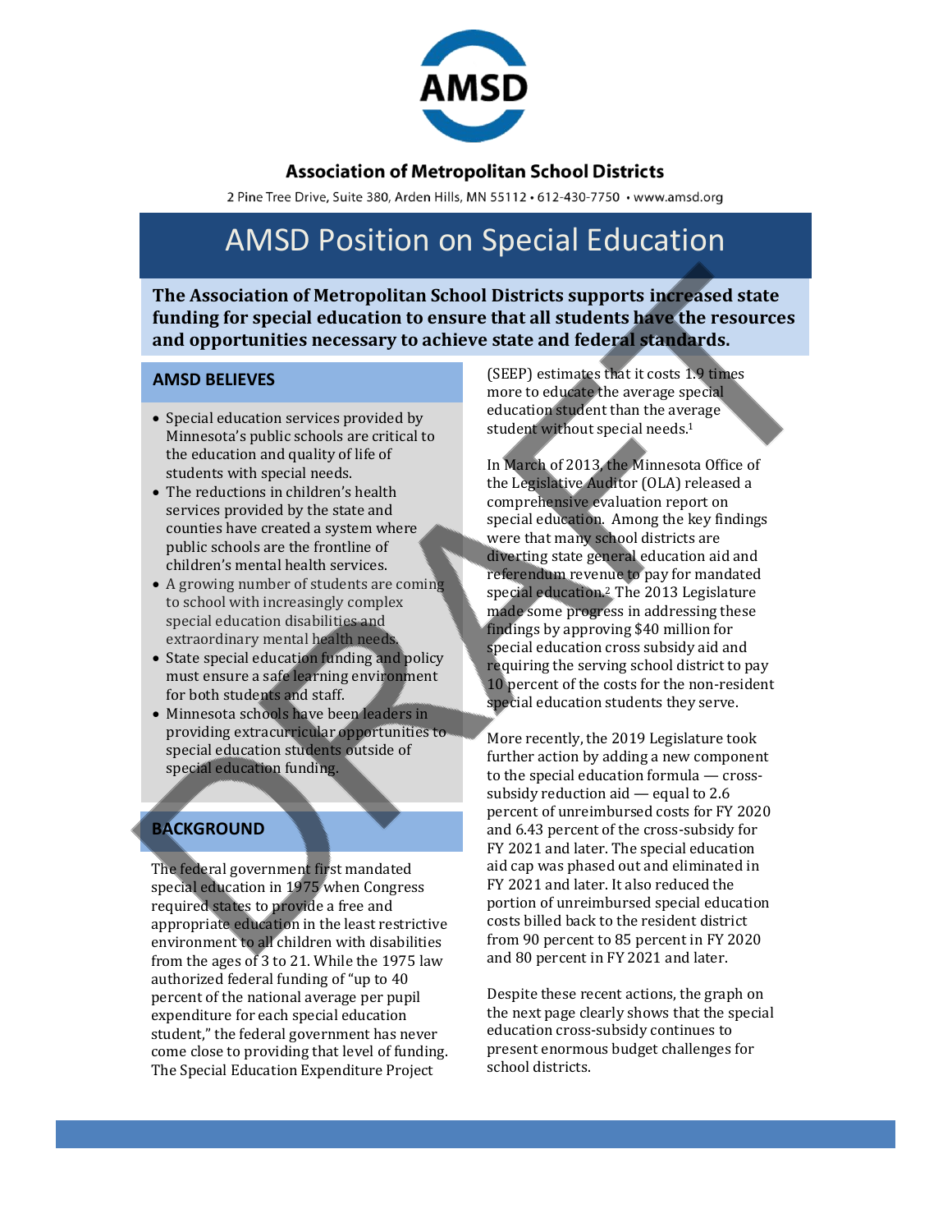**Association of Metropolitan School Districts**

2 Pine Tree Drive, Suite 380, Arden Hills, MN 55112 • 612-430-7750 • www.amsd.org

# AMSD Position on Special Education

**The Association of Metropolitan School Districts supports increased state funding for special education to ensure that all students have the resources and opportunities necessary to achieve state and federal standards.**

## AMSD BELIEVES

- Special education services provided by Minnesota's public schools are critical to the education and quality of life of students with special needs.
- The reductions in children's health services provided by the state and counties have created a system where public schools are the frontline of children's mental health services.
- A growing number of students are coming to school with increasingly complex special education disabilities and extraordinary mental health needs.
- State special education funding and policy must ensure a safe learning environment for both students and staff.
- Minnesota schools have been leaders in providing extracurricular opportunities to special education students outside of special education funding.

## BACKGROUND

The federal government first mandated special education in 1975 when Congress required states to provide a free and appropriate education in the least restrictive environment to all children with disabilities from the ages of 3 to 21. While the 1975 law authorized federal funding of "up to 40 percent of the national average per pupil expenditure for each special education student," the federal government has never come close to providing that level of funding. The Special Education Expenditure Project (SEEP) estimates that it costs 1.9 times more to educate the average special education student than the average student without special needs.[1]

In March of 2013, the Minnesota Office of the Legislative Auditor (OLA) released a comprehensive evaluation report on special education. Among the key findings were that many school districts are diverting state general education aid and referendum revenue to pay for mandated special education.[2] The 2013 Legislature made some progress in addressing these findings by approving $40 million for special education cross subsidy aid and requiring the serving school district to pay 10 percent of the costs for the non-resident special education students they serve.

More recently, the 2019 Legislature took further action by adding a new component to the special education formula — cross-subsidy reduction aid — equal to 2.6 percent of unreimbursed costs for FY 2020 and 6.43 percent of the cross-subsidy for FY 2021 and later. The special education aid cap was phased out and eliminated in FY 2021 and later. It also reduced the portion of unreimbursed special education costs billed back to the resident district from 90 percent to 85 percent in FY 2020 and 80 percent in FY 2021 and later.

Despite these recent actions, the graph on the next page clearly shows that the special education cross-subsidy continues to present enormous budget challenges for school districts.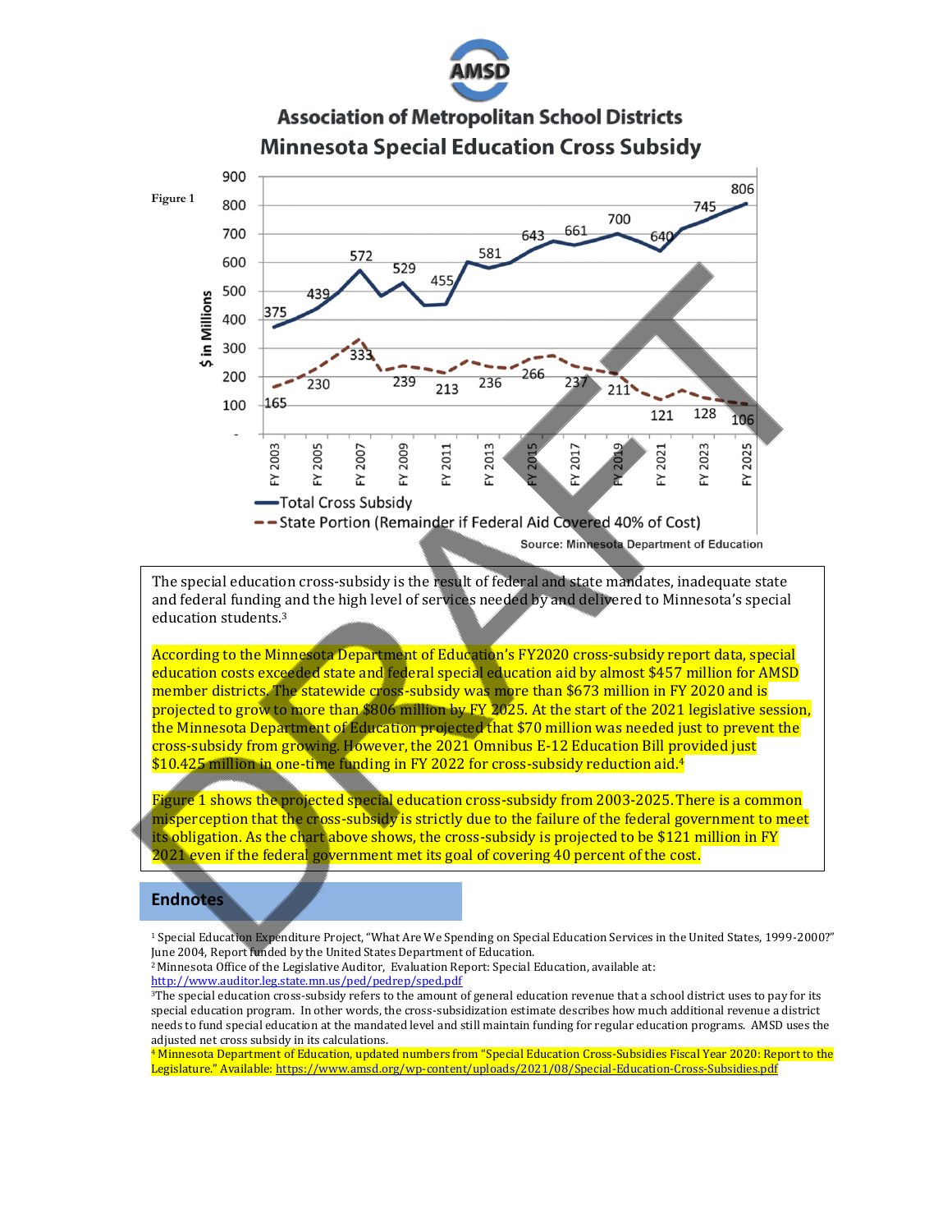# Association of Metropolitan School Districts

## Minnesota Special Education Cross Subsidy

Figure 1

$ in Millions

900
800
700
600
500
400
300
200
100
-

FY 2003
FY 2005
FY 2007
FY 2009
FY 2011
FY 2013
FY 2015
FY 2017
FY 2019
FY 2021
FY 2023
FY 2025

375, 439, 572, 529, 455, 581, 643, 661, 700, 640, 745, 806

165, 230, 333, 239, 213, 236, 266, 237, 211, 121, 128, 106

Total Cross Subsidy

State Portion (Remainder if Federal Aid Covered 40% of Cost)

Source: Minnesota Department of Education

DRAFT

The special education cross-subsidy is the result of federal and state mandates, inadequate state and federal funding and the high level of services needed by and delivered to Minnesota's special education students.[3]

According to the Minnesota Department of Education's FY2020 cross-subsidy report data, special education costs exceeded state and federal special education aid by almost $457 million for AMSD member districts. The statewide cross-subsidy was more than $673 million in FY 2020 and is projected to grow to more than $806 million by FY 2025. At the start of the 2021 legislative session, the Minnesota Department of Education projected that $70 million was needed just to prevent the cross-subsidy from growing. However, the 2021 Omnibus E-12 Education Bill provided just $10.425 million in one-time funding in FY 2022 for cross-subsidy reduction aid.[4]

Figure 1 shows the projected special education cross-subsidy from 2003-2025. There is a common misperception that the cross-subsidy is strictly due to the failure of the federal government to meet its obligation. As the chart above shows, the cross-subsidy is projected to be $121 million in FY 2021 even if the federal government met its goal of covering 40 percent of the cost.

## Endnotes

[1] Special Education Expenditure Project, "What Are We Spending on Special Education Services in the United States, 1999-2000?" June 2004, Report funded by the United States Department of Education.

[2] Minnesota Office of the Legislative Auditor, Evaluation Report: Special Education, available at: http://www.auditor.leg.state.mn.us/ped/pedrep/sped.pdf

[3] The special education cross-subsidy refers to the amount of general education revenue that a school district uses to pay for its special education program. In other words, the cross-subsidization estimate describes how much additional revenue a district needs to fund special education at the mandated level and still maintain funding for regular education programs. AMSD uses the adjusted net cross subsidy in its calculations.

[4] Minnesota Department of Education, updated numbers from "Special Education Cross-Subsidies Fiscal Year 2020: Report to the Legislature." Available: https://www.amsd.org/wp-content/uploads/2021/08/Special-Education-Cross-Subsidies.pdf